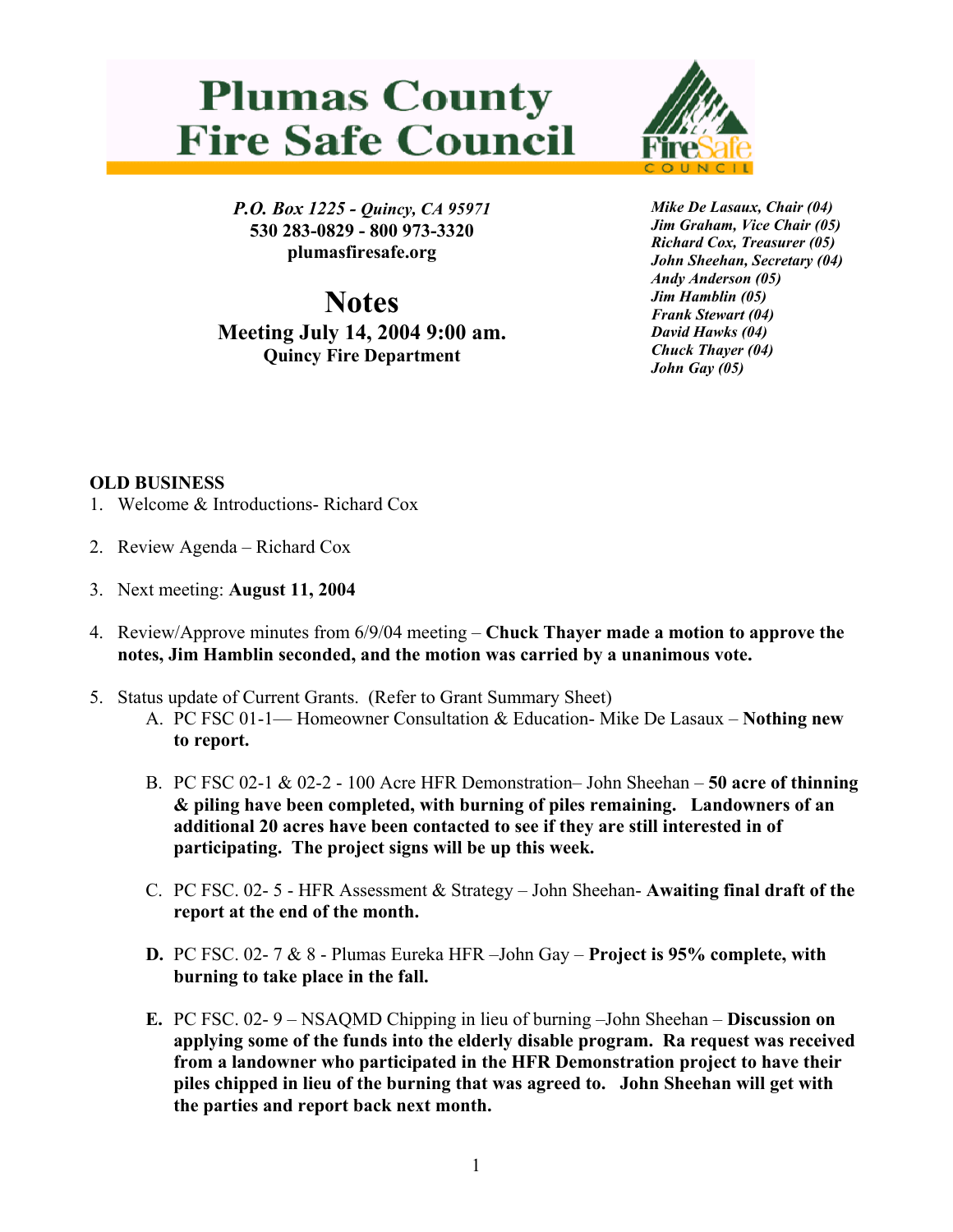# Plumas County Fire Safe Council

*P.O. Box 1225 - Quincy, CA 95971*
**530 283-0829 - 800 973-3320**
**plumasfiresafe.org**

***Mike De Lasaux, Chair (04)***
***Jim Graham, Vice Chair (05)***
***Richard Cox, Treasurer (05)***
***John Sheehan, Secretary (04)***
***Andy Anderson (05)***
***Jim Hamblin (05)***
***Frank Stewart (04)***
***David Hawks (04)***
***Chuck Thayer (04)***
***John Gay (05)***

# Notes

## Meeting July 14, 2004 9:00 am.

**Quincy Fire Department**

**OLD BUSINESS**

1. Welcome & Introductions- Richard Cox

2. Review Agenda – Richard Cox

3. Next meeting: **August 11, 2004**

4. Review/Approve minutes from 6/9/04 meeting – **Chuck Thayer made a motion to approve the notes, Jim Hamblin seconded, and the motion was carried by a unanimous vote.**

5. Status update of Current Grants. (Refer to Grant Summary Sheet)
   A. PC FSC 01-1— Homeowner Consultation & Education- Mike De Lasaux – **Nothing new to report.**

   B. PC FSC 02-1 & 02-2 - 100 Acre HFR Demonstration– John Sheehan – **50 acre of thinning & piling have been completed, with burning of piles remaining. Landowners of an additional 20 acres have been contacted to see if they are still interested in of participating. The project signs will be up this week.**

   C. PC FSC. 02- 5 - HFR Assessment & Strategy – John Sheehan- **Awaiting final draft of the report at the end of the month.**

   **D.** PC FSC. 02- 7 & 8 - Plumas Eureka HFR –John Gay – **Project is 95% complete, with burning to take place in the fall.**

   **E.** PC FSC. 02- 9 – NSAQMD Chipping in lieu of burning –John Sheehan – **Discussion on applying some of the funds into the elderly disable program. Ra request was received from a landowner who participated in the HFR Demonstration project to have their piles chipped in lieu of the burning that was agreed to. John Sheehan will get with the parties and report back next month.**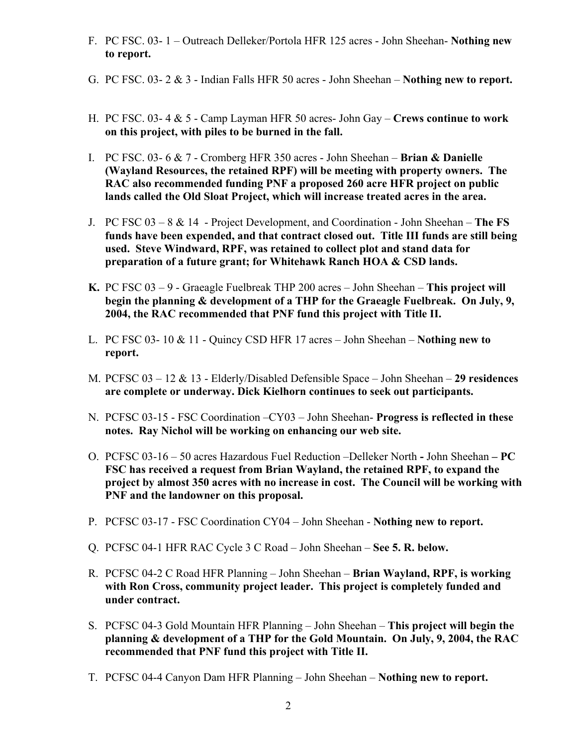F. PC FSC. 03- 1 – Outreach Delleker/Portola HFR 125 acres - John Sheehan- **Nothing new to report.**

G. PC FSC. 03- 2 & 3 - Indian Falls HFR 50 acres - John Sheehan – **Nothing new to report.**

H. PC FSC. 03- 4 & 5 - Camp Layman HFR 50 acres- John Gay – **Crews continue to work on this project, with piles to be burned in the fall.**

I. PC FSC. 03- 6 & 7 - Cromberg HFR 350 acres - John Sheehan – **Brian & Danielle (Wayland Resources, the retained RPF) will be meeting with property owners. The RAC also recommended funding PNF a proposed 260 acre HFR project on public lands called the Old Sloat Project, which will increase treated acres in the area.**

J. PC FSC 03 – 8 & 14 - Project Development, and Coordination - John Sheehan – **The FS funds have been expended, and that contract closed out. Title III funds are still being used. Steve Windward, RPF, was retained to collect plot and stand data for preparation of a future grant; for Whitehawk Ranch HOA & CSD lands.**

**K.** PC FSC 03 – 9 - Graeagle Fuelbreak THP 200 acres – John Sheehan – **This project will begin the planning & development of a THP for the Graeagle Fuelbreak. On July, 9, 2004, the RAC recommended that PNF fund this project with Title II.**

L. PC FSC 03- 10 & 11 - Quincy CSD HFR 17 acres – John Sheehan – **Nothing new to report.**

M. PCFSC 03 – 12 & 13 - Elderly/Disabled Defensible Space – John Sheehan – **29 residences are complete or underway. Dick Kielhorn continues to seek out participants.**

N. PCFSC 03-15 - FSC Coordination –CY03 – John Sheehan- **Progress is reflected in these notes. Ray Nichol will be working on enhancing our web site.**

O. PCFSC 03-16 – 50 acres Hazardous Fuel Reduction –Delleker North **-** John Sheehan **– PC FSC has received a request from Brian Wayland, the retained RPF, to expand the project by almost 350 acres with no increase in cost. The Council will be working with PNF and the landowner on this proposal.**

P. PCFSC 03-17 - FSC Coordination CY04 – John Sheehan - **Nothing new to report.**

Q. PCFSC 04-1 HFR RAC Cycle 3 C Road – John Sheehan – **See 5. R. below.**

R. PCFSC 04-2 C Road HFR Planning – John Sheehan – **Brian Wayland, RPF, is working with Ron Cross, community project leader. This project is completely funded and under contract.**

S. PCFSC 04-3 Gold Mountain HFR Planning – John Sheehan – **This project will begin the planning & development of a THP for the Gold Mountain. On July, 9, 2004, the RAC recommended that PNF fund this project with Title II.**

T. PCFSC 04-4 Canyon Dam HFR Planning – John Sheehan – **Nothing new to report.**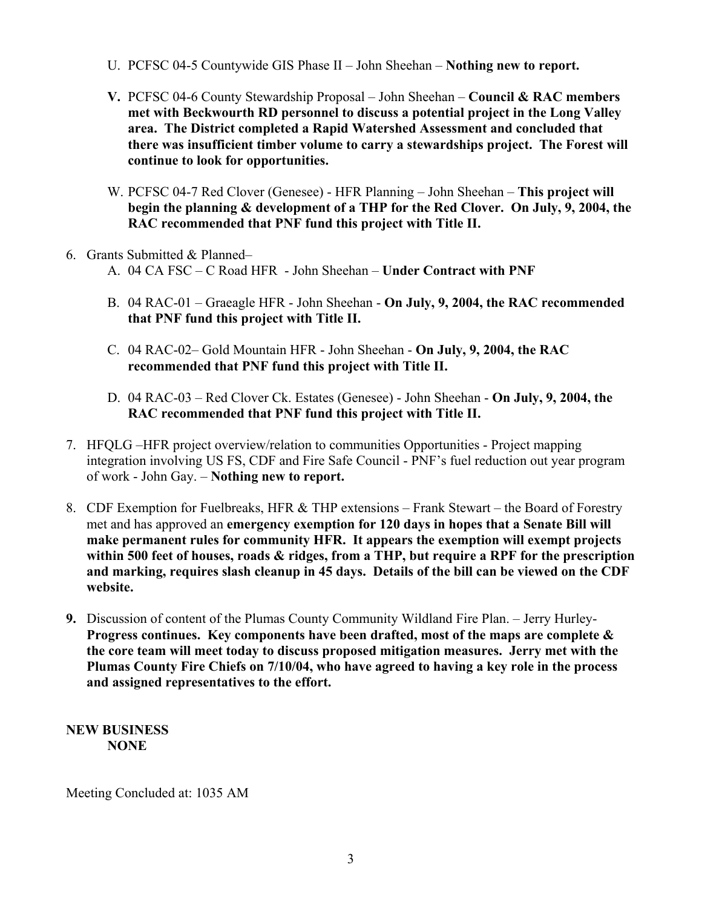U. PCFSC 04-5 Countywide GIS Phase II – John Sheehan – **Nothing new to report.**

**V.** PCFSC 04-6 County Stewardship Proposal – John Sheehan – **Council & RAC members met with Beckwourth RD personnel to discuss a potential project in the Long Valley area. The District completed a Rapid Watershed Assessment and concluded that there was insufficient timber volume to carry a stewardships project. The Forest will continue to look for opportunities.**

W. PCFSC 04-7 Red Clover (Genesee) - HFR Planning – John Sheehan – **This project will begin the planning & development of a THP for the Red Clover. On July, 9, 2004, the RAC recommended that PNF fund this project with Title II.**

6. Grants Submitted & Planned–
   A. 04 CA FSC – C Road HFR - John Sheehan – **Under Contract with PNF**

   B. 04 RAC-01 – Graeagle HFR - John Sheehan - **On July, 9, 2004, the RAC recommended that PNF fund this project with Title II.**

   C. 04 RAC-02– Gold Mountain HFR - John Sheehan - **On July, 9, 2004, the RAC recommended that PNF fund this project with Title II.**

   D. 04 RAC-03 – Red Clover Ck. Estates (Genesee) - John Sheehan - **On July, 9, 2004, the RAC recommended that PNF fund this project with Title II.**

7. HFQLG –HFR project overview/relation to communities Opportunities - Project mapping integration involving US FS, CDF and Fire Safe Council - PNF's fuel reduction out year program of work - John Gay. – **Nothing new to report.**

8. CDF Exemption for Fuelbreaks, HFR & THP extensions – Frank Stewart – the Board of Forestry met and has approved an **emergency exemption for 120 days in hopes that a Senate Bill will make permanent rules for community HFR. It appears the exemption will exempt projects within 500 feet of houses, roads & ridges, from a THP, but require a RPF for the prescription and marking, requires slash cleanup in 45 days. Details of the bill can be viewed on the CDF website.**

**9.** Discussion of content of the Plumas County Community Wildland Fire Plan. – Jerry Hurley- **Progress continues. Key components have been drafted, most of the maps are complete & the core team will meet today to discuss proposed mitigation measures. Jerry met with the Plumas County Fire Chiefs on 7/10/04, who have agreed to having a key role in the process and assigned representatives to the effort.**

**NEW BUSINESS**
**NONE**

Meeting Concluded at: 1035 AM